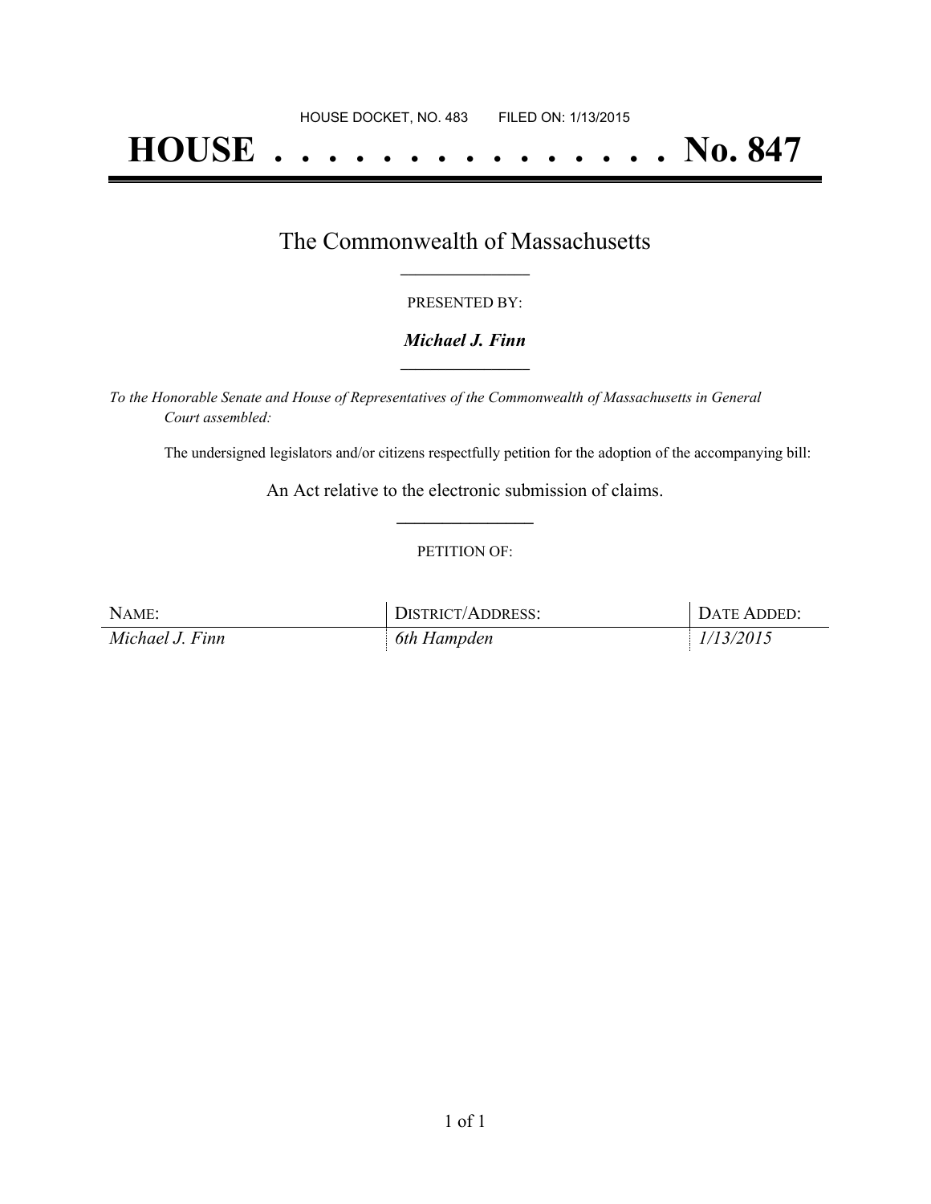HOUSE DOCKET, NO. 483        FILED ON: 1/13/2015

# HOUSE . . . . . . . . . . . . . . . No. 847

## The Commonwealth of Massachusetts

PRESENTED BY:

***Michael J. Finn***

*To the Honorable Senate and House of Representatives of the Commonwealth of Massachusetts in General Court assembled:*

The undersigned legislators and/or citizens respectfully petition for the adoption of the accompanying bill:

An Act relative to the electronic submission of claims.

PETITION OF:

| NAME: | DISTRICT/ADDRESS: | DATE ADDED: |
|---|---|---|
| *Michael J. Finn* | *6th Hampden* | *1/13/2015* |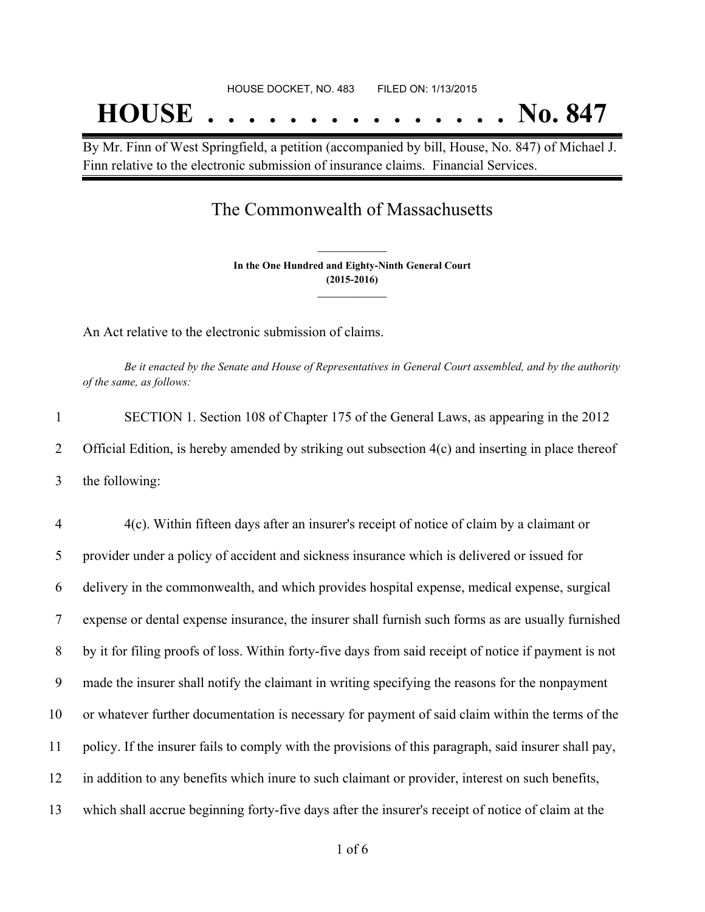HOUSE DOCKET, NO. 483        FILED ON: 1/13/2015

# HOUSE . . . . . . . . . . . . . . . No. 847

By Mr. Finn of West Springfield, a petition (accompanied by bill, House, No. 847) of Michael J. Finn relative to the electronic submission of insurance claims. Financial Services.

## The Commonwealth of Massachusetts

**In the One Hundred and Eighty-Ninth General Court**
**(2015-2016)**

An Act relative to the electronic submission of claims.

*Be it enacted by the Senate and House of Representatives in General Court assembled, and by the authority of the same, as follows:*

1 SECTION 1. Section 108 of Chapter 175 of the General Laws, as appearing in the 2012
2 Official Edition, is hereby amended by striking out subsection 4(c) and inserting in place thereof
3 the following:

4 4(c). Within fifteen days after an insurer's receipt of notice of claim by a claimant or
5 provider under a policy of accident and sickness insurance which is delivered or issued for
6 delivery in the commonwealth, and which provides hospital expense, medical expense, surgical
7 expense or dental expense insurance, the insurer shall furnish such forms as are usually furnished
8 by it for filing proofs of loss. Within forty-five days from said receipt of notice if payment is not
9 made the insurer shall notify the claimant in writing specifying the reasons for the nonpayment
10 or whatever further documentation is necessary for payment of said claim within the terms of the
11 policy. If the insurer fails to comply with the provisions of this paragraph, said insurer shall pay,
12 in addition to any benefits which inure to such claimant or provider, interest on such benefits,
13 which shall accrue beginning forty-five days after the insurer's receipt of notice of claim at the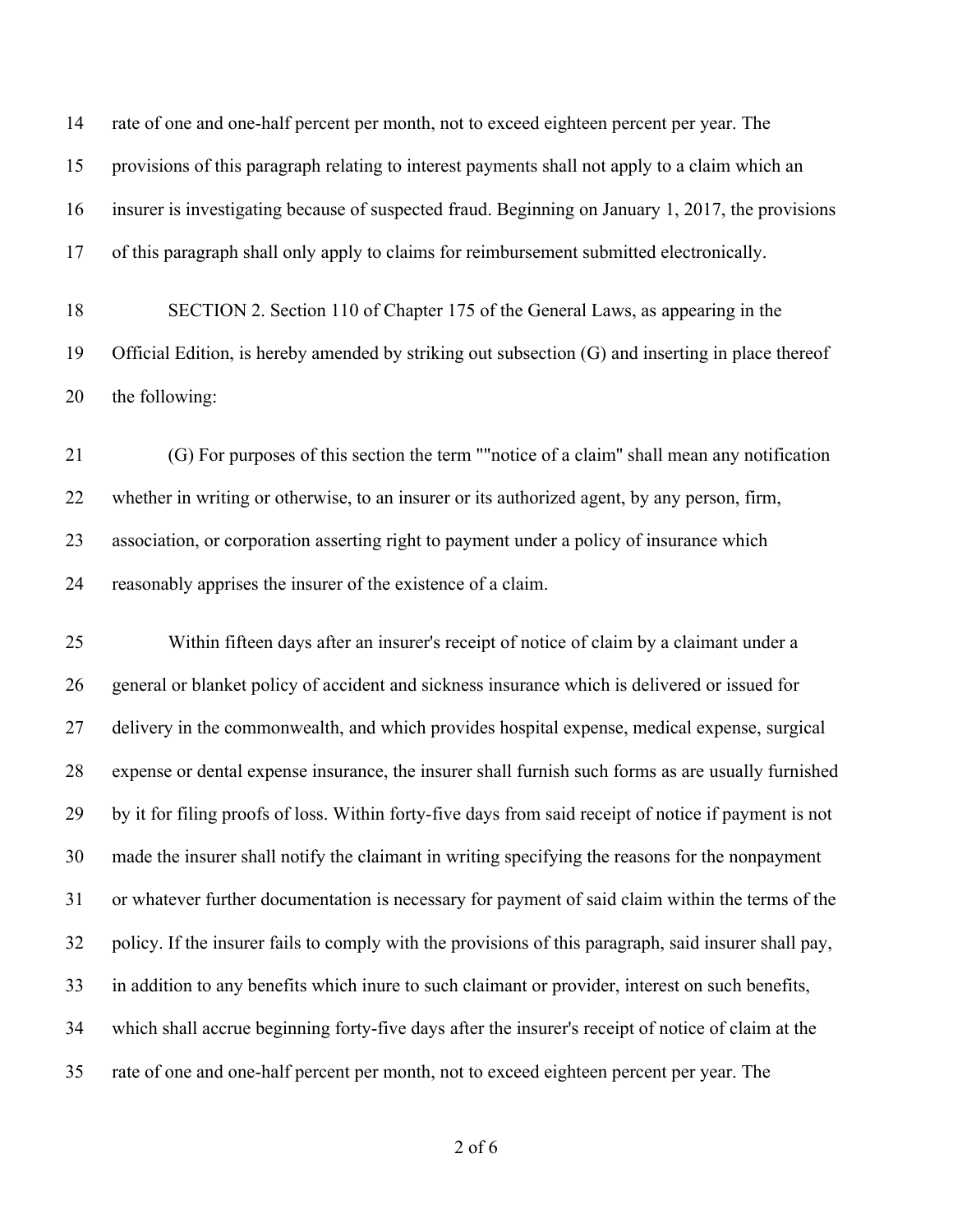rate of one and one-half percent per month, not to exceed eighteen percent per year. The provisions of this paragraph relating to interest payments shall not apply to a claim which an insurer is investigating because of suspected fraud. Beginning on January 1, 2017, the provisions of this paragraph shall only apply to claims for reimbursement submitted electronically.

SECTION 2. Section 110 of Chapter 175 of the General Laws, as appearing in the Official Edition, is hereby amended by striking out subsection (G) and inserting in place thereof the following:

(G) For purposes of this section the term ""notice of a claim" shall mean any notification whether in writing or otherwise, to an insurer or its authorized agent, by any person, firm, association, or corporation asserting right to payment under a policy of insurance which reasonably apprises the insurer of the existence of a claim.

Within fifteen days after an insurer's receipt of notice of claim by a claimant under a general or blanket policy of accident and sickness insurance which is delivered or issued for delivery in the commonwealth, and which provides hospital expense, medical expense, surgical expense or dental expense insurance, the insurer shall furnish such forms as are usually furnished by it for filing proofs of loss. Within forty-five days from said receipt of notice if payment is not made the insurer shall notify the claimant in writing specifying the reasons for the nonpayment or whatever further documentation is necessary for payment of said claim within the terms of the policy. If the insurer fails to comply with the provisions of this paragraph, said insurer shall pay, in addition to any benefits which inure to such claimant or provider, interest on such benefits, which shall accrue beginning forty-five days after the insurer's receipt of notice of claim at the rate of one and one-half percent per month, not to exceed eighteen percent per year. The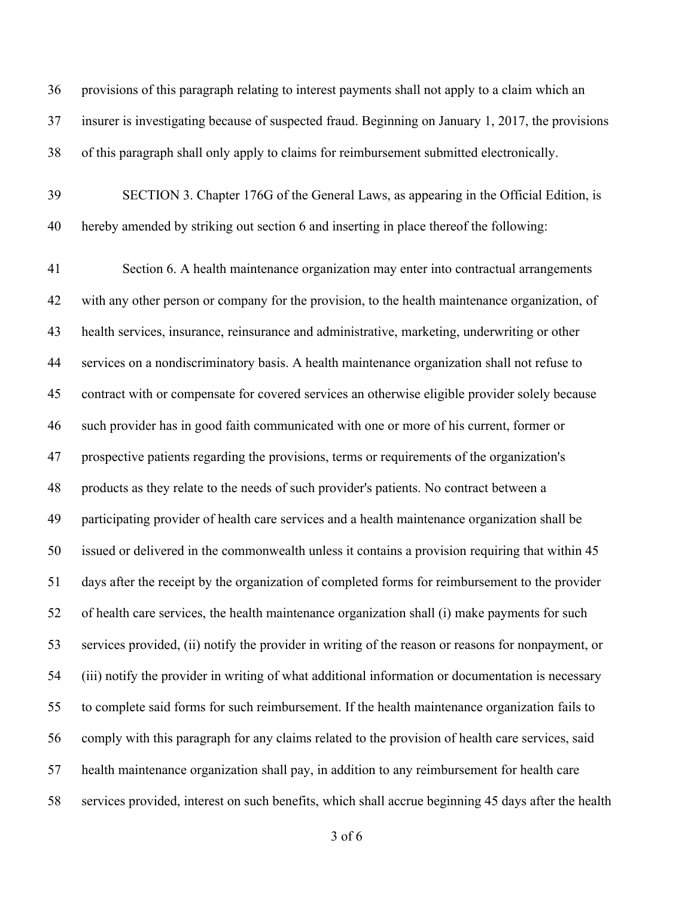provisions of this paragraph relating to interest payments shall not apply to a claim which an insurer is investigating because of suspected fraud. Beginning on January 1, 2017, the provisions of this paragraph shall only apply to claims for reimbursement submitted electronically.

SECTION 3. Chapter 176G of the General Laws, as appearing in the Official Edition, is hereby amended by striking out section 6 and inserting in place thereof the following:

Section 6. A health maintenance organization may enter into contractual arrangements with any other person or company for the provision, to the health maintenance organization, of health services, insurance, reinsurance and administrative, marketing, underwriting or other services on a nondiscriminatory basis. A health maintenance organization shall not refuse to contract with or compensate for covered services an otherwise eligible provider solely because such provider has in good faith communicated with one or more of his current, former or prospective patients regarding the provisions, terms or requirements of the organization's products as they relate to the needs of such provider's patients. No contract between a participating provider of health care services and a health maintenance organization shall be issued or delivered in the commonwealth unless it contains a provision requiring that within 45 days after the receipt by the organization of completed forms for reimbursement to the provider of health care services, the health maintenance organization shall (i) make payments for such services provided, (ii) notify the provider in writing of the reason or reasons for nonpayment, or (iii) notify the provider in writing of what additional information or documentation is necessary to complete said forms for such reimbursement. If the health maintenance organization fails to comply with this paragraph for any claims related to the provision of health care services, said health maintenance organization shall pay, in addition to any reimbursement for health care services provided, interest on such benefits, which shall accrue beginning 45 days after the health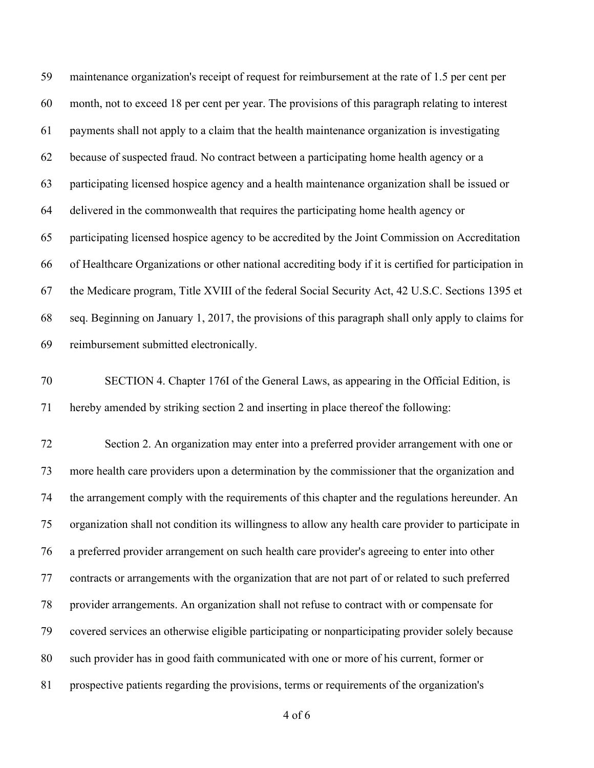maintenance organization's receipt of request for reimbursement at the rate of 1.5 per cent per month, not to exceed 18 per cent per year. The provisions of this paragraph relating to interest payments shall not apply to a claim that the health maintenance organization is investigating because of suspected fraud. No contract between a participating home health agency or a participating licensed hospice agency and a health maintenance organization shall be issued or delivered in the commonwealth that requires the participating home health agency or participating licensed hospice agency to be accredited by the Joint Commission on Accreditation of Healthcare Organizations or other national accrediting body if it is certified for participation in the Medicare program, Title XVIII of the federal Social Security Act, 42 U.S.C. Sections 1395 et seq. Beginning on January 1, 2017, the provisions of this paragraph shall only apply to claims for reimbursement submitted electronically.

SECTION 4. Chapter 176I of the General Laws, as appearing in the Official Edition, is hereby amended by striking section 2 and inserting in place thereof the following:

Section 2. An organization may enter into a preferred provider arrangement with one or more health care providers upon a determination by the commissioner that the organization and the arrangement comply with the requirements of this chapter and the regulations hereunder. An organization shall not condition its willingness to allow any health care provider to participate in a preferred provider arrangement on such health care provider's agreeing to enter into other contracts or arrangements with the organization that are not part of or related to such preferred provider arrangements. An organization shall not refuse to contract with or compensate for covered services an otherwise eligible participating or nonparticipating provider solely because such provider has in good faith communicated with one or more of his current, former or prospective patients regarding the provisions, terms or requirements of the organization's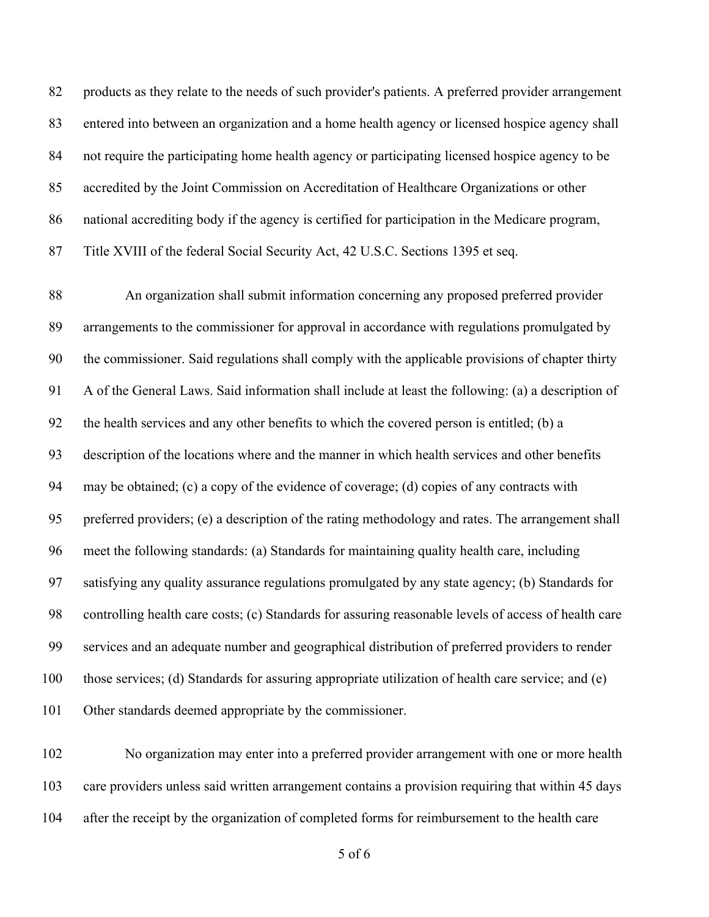products as they relate to the needs of such provider's patients. A preferred provider arrangement entered into between an organization and a home health agency or licensed hospice agency shall not require the participating home health agency or participating licensed hospice agency to be accredited by the Joint Commission on Accreditation of Healthcare Organizations or other national accrediting body if the agency is certified for participation in the Medicare program, Title XVIII of the federal Social Security Act, 42 U.S.C. Sections 1395 et seq.

An organization shall submit information concerning any proposed preferred provider arrangements to the commissioner for approval in accordance with regulations promulgated by the commissioner. Said regulations shall comply with the applicable provisions of chapter thirty A of the General Laws. Said information shall include at least the following: (a) a description of the health services and any other benefits to which the covered person is entitled; (b) a description of the locations where and the manner in which health services and other benefits may be obtained; (c) a copy of the evidence of coverage; (d) copies of any contracts with preferred providers; (e) a description of the rating methodology and rates. The arrangement shall meet the following standards: (a) Standards for maintaining quality health care, including satisfying any quality assurance regulations promulgated by any state agency; (b) Standards for controlling health care costs; (c) Standards for assuring reasonable levels of access of health care services and an adequate number and geographical distribution of preferred providers to render those services; (d) Standards for assuring appropriate utilization of health care service; and (e) Other standards deemed appropriate by the commissioner.

No organization may enter into a preferred provider arrangement with one or more health care providers unless said written arrangement contains a provision requiring that within 45 days after the receipt by the organization of completed forms for reimbursement to the health care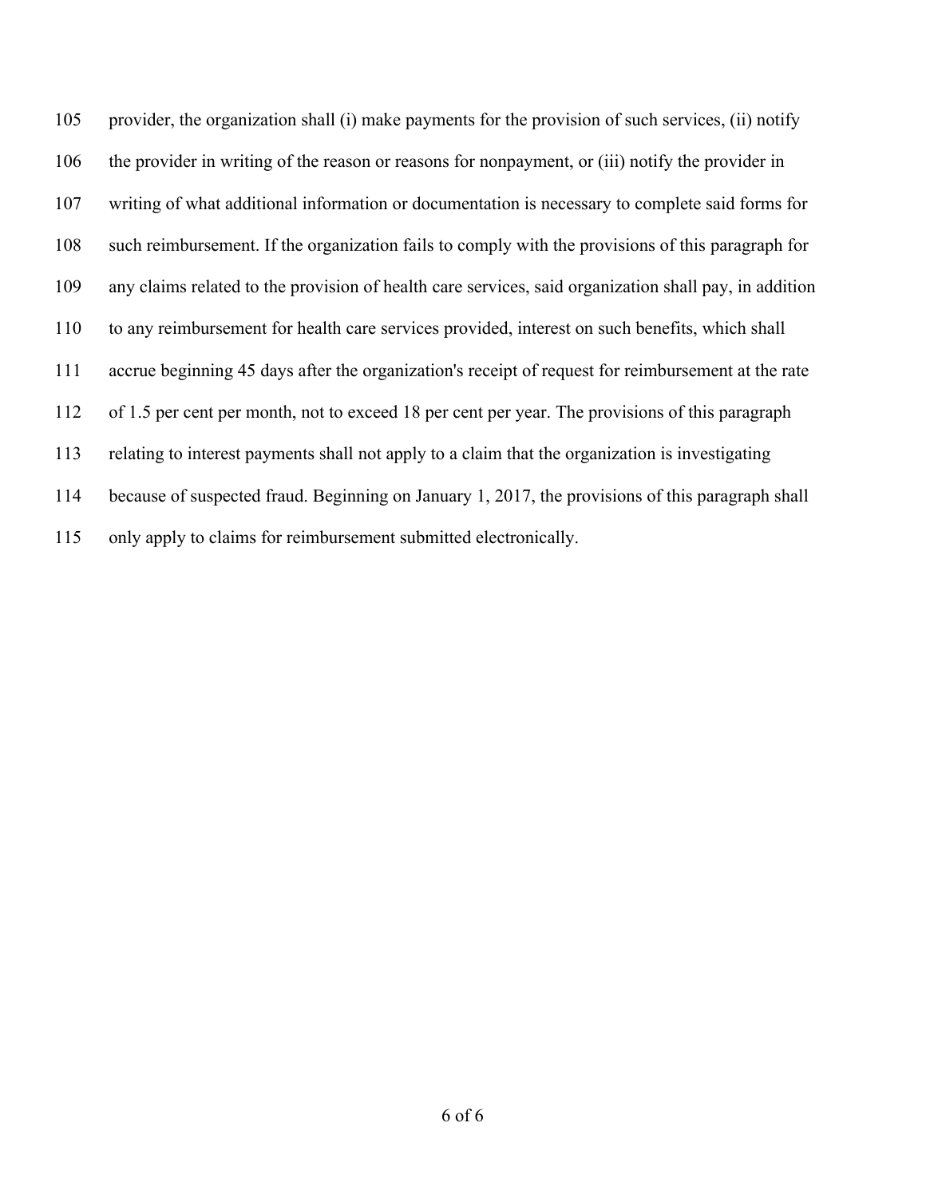provider, the organization shall (i) make payments for the provision of such services, (ii) notify the provider in writing of the reason or reasons for nonpayment, or (iii) notify the provider in writing of what additional information or documentation is necessary to complete said forms for such reimbursement. If the organization fails to comply with the provisions of this paragraph for any claims related to the provision of health care services, said organization shall pay, in addition to any reimbursement for health care services provided, interest on such benefits, which shall accrue beginning 45 days after the organization's receipt of request for reimbursement at the rate of 1.5 per cent per month, not to exceed 18 per cent per year. The provisions of this paragraph relating to interest payments shall not apply to a claim that the organization is investigating because of suspected fraud. Beginning on January 1, 2017, the provisions of this paragraph shall only apply to claims for reimbursement submitted electronically.